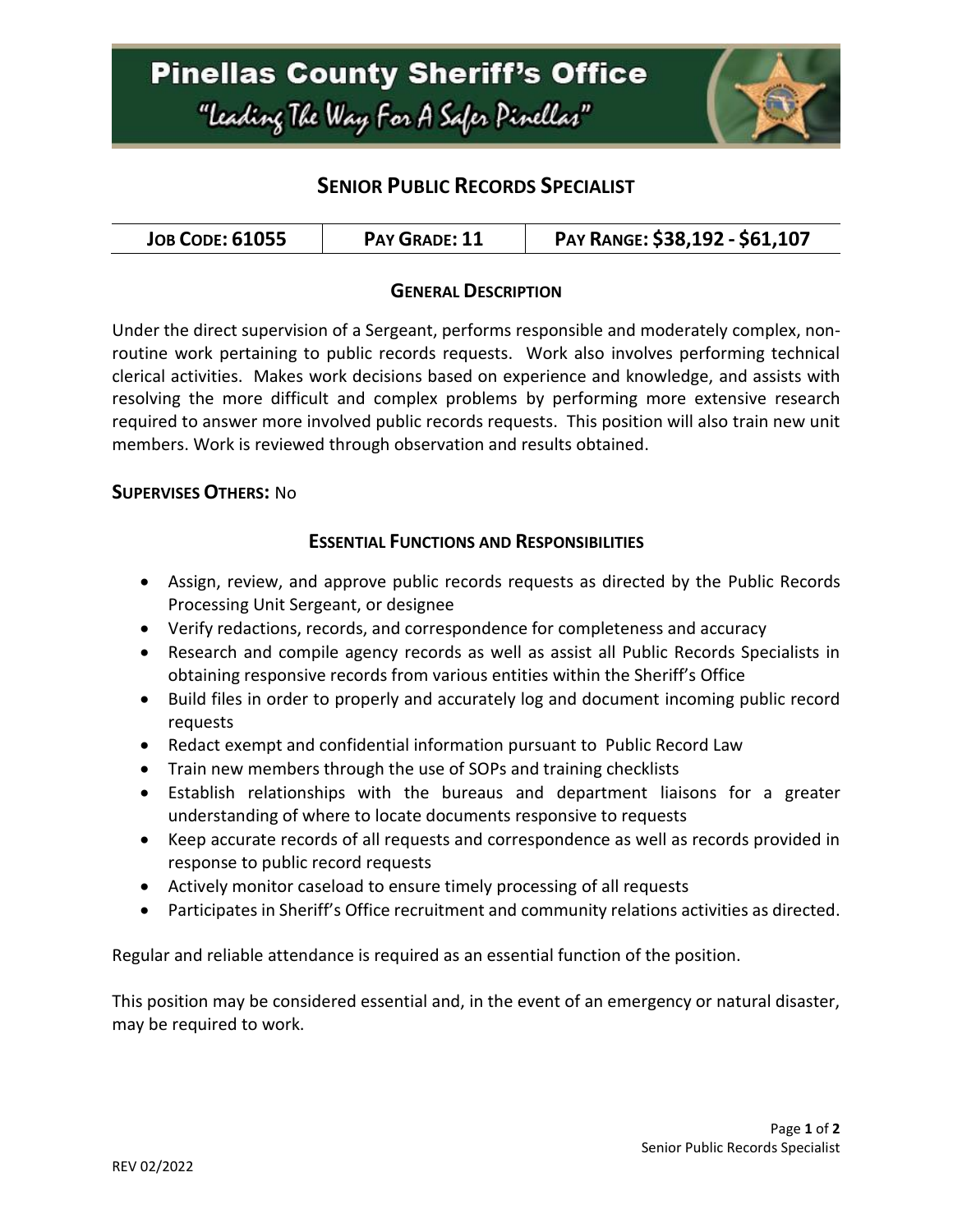# Pinellas County Sheriff's Office

*"Leading The Way For A Safer Pinellas"*

## SENIOR PUBLIC RECORDS SPECIALIST

| JOB CODE: 61055 | PAY GRADE: 11 | PAY RANGE: $38,192 - $61,107 |
|---|---|---|

### GENERAL DESCRIPTION

Under the direct supervision of a Sergeant, performs responsible and moderately complex, non-routine work pertaining to public records requests. Work also involves performing technical clerical activities. Makes work decisions based on experience and knowledge, and assists with resolving the more difficult and complex problems by performing more extensive research required to answer more involved public records requests. This position will also train new unit members. Work is reviewed through observation and results obtained.

**SUPERVISES OTHERS:** No

### ESSENTIAL FUNCTIONS AND RESPONSIBILITIES

- Assign, review, and approve public records requests as directed by the Public Records Processing Unit Sergeant, or designee
- Verify redactions, records, and correspondence for completeness and accuracy
- Research and compile agency records as well as assist all Public Records Specialists in obtaining responsive records from various entities within the Sheriff's Office
- Build files in order to properly and accurately log and document incoming public record requests
- Redact exempt and confidential information pursuant to Public Record Law
- Train new members through the use of SOPs and training checklists
- Establish relationships with the bureaus and department liaisons for a greater understanding of where to locate documents responsive to requests
- Keep accurate records of all requests and correspondence as well as records provided in response to public record requests
- Actively monitor caseload to ensure timely processing of all requests
- Participates in Sheriff's Office recruitment and community relations activities as directed.

Regular and reliable attendance is required as an essential function of the position.

This position may be considered essential and, in the event of an emergency or natural disaster, may be required to work.

REV 02/2022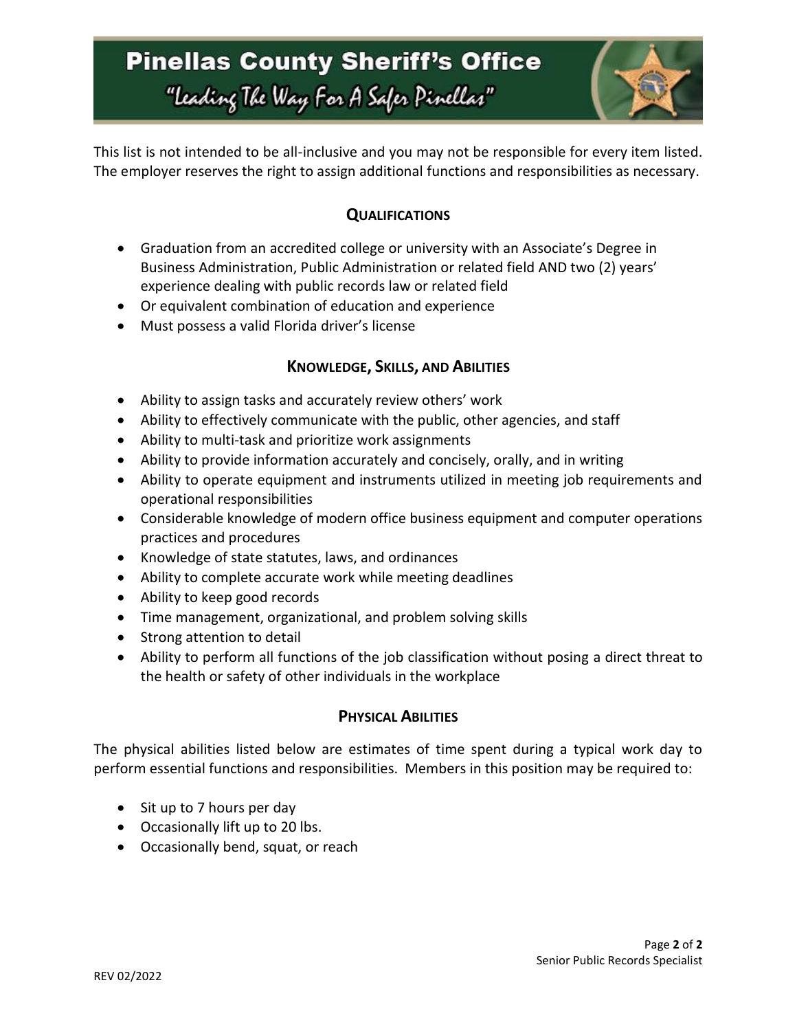This list is not intended to be all-inclusive and you may not be responsible for every item listed. The employer reserves the right to assign additional functions and responsibilities as necessary.

## Qualifications

- Graduation from an accredited college or university with an Associate's Degree in Business Administration, Public Administration or related field AND two (2) years' experience dealing with public records law or related field
- Or equivalent combination of education and experience
- Must possess a valid Florida driver's license

## Knowledge, Skills, and Abilities

- Ability to assign tasks and accurately review others' work
- Ability to effectively communicate with the public, other agencies, and staff
- Ability to multi-task and prioritize work assignments
- Ability to provide information accurately and concisely, orally, and in writing
- Ability to operate equipment and instruments utilized in meeting job requirements and operational responsibilities
- Considerable knowledge of modern office business equipment and computer operations practices and procedures
- Knowledge of state statutes, laws, and ordinances
- Ability to complete accurate work while meeting deadlines
- Ability to keep good records
- Time management, organizational, and problem solving skills
- Strong attention to detail
- Ability to perform all functions of the job classification without posing a direct threat to the health or safety of other individuals in the workplace

## Physical Abilities

The physical abilities listed below are estimates of time spent during a typical work day to perform essential functions and responsibilities. Members in this position may be required to:

- Sit up to 7 hours per day
- Occasionally lift up to 20 lbs.
- Occasionally bend, squat, or reach

REV 02/2022